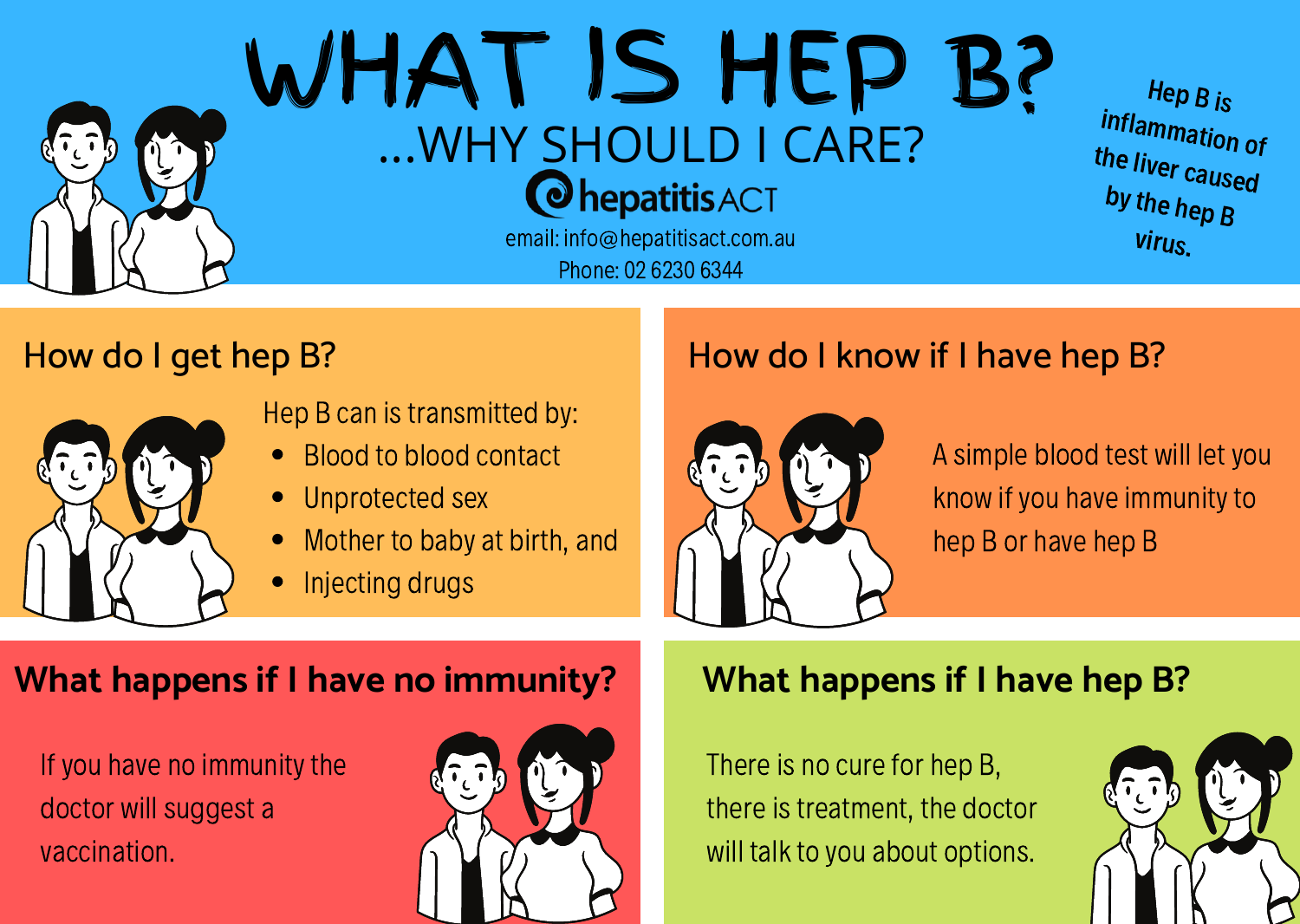# WHAT IS HEP B?

## ...WHY SHOULD I CARE?

hepatitis ACT

email: info@hepatitisact.com.au

Phone: 02 6230 6344

*Hep B is inflammation of the liver caused by the hep B virus.*

## How do I get hep B?

Hep B can is transmitted by:

- Blood to blood contact
- Unprotected sex
- Mother to baby at birth, and
- Injecting drugs

## How do I know if I have hep B?

A simple blood test will let you know if you have immunity to hep B or have hep B

## What happens if I have no immunity?

If you have no immunity the doctor will suggest a vaccination.

## What happens if I have hep B?

There is no cure for hep B, there is treatment, the doctor will talk to you about options.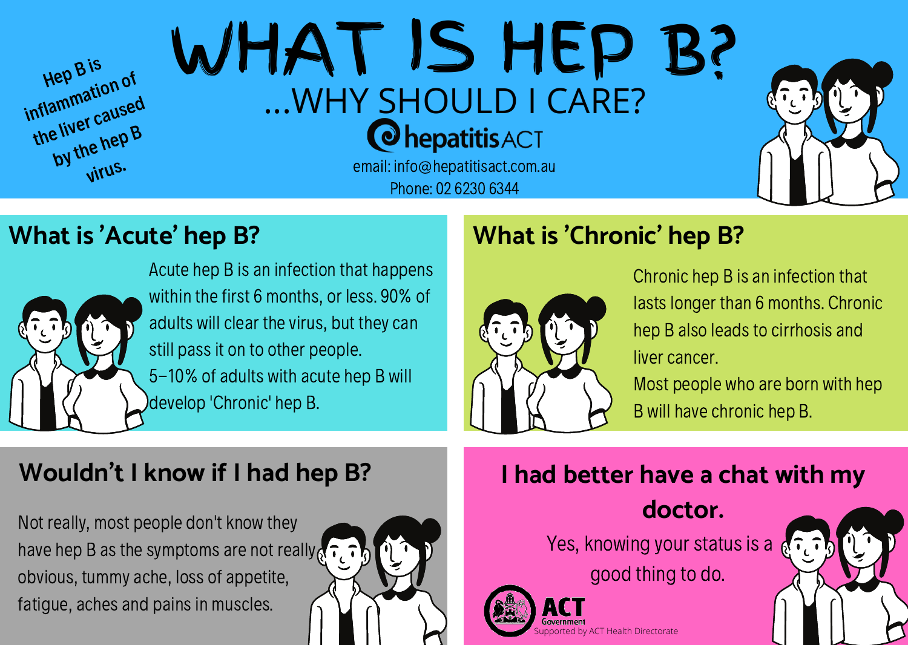# WHAT IS HEP B?

## ...WHY SHOULD I CARE?

Hep B is inflammation of the liver caused by the hep B virus.

hepatitis ACT

email: info@hepatitisact.com.au

Phone: 02 6230 6344

## What is 'Acute' hep B?

Acute hep B is an infection that happens within the first 6 months, or less. 90% of adults will clear the virus, but they can still pass it on to other people. 5–10% of adults with acute hep B will develop 'Chronic' hep B.

## What is 'Chronic' hep B?

Chronic hep B is an infection that lasts longer than 6 months. Chronic hep B also leads to cirrhosis and liver cancer.
Most people who are born with hep B will have chronic hep B.

## Wouldn't I know if I had hep B?

Not really, most people don't know they have hep B as the symptoms are not really obvious, tummy ache, loss of appetite, fatigue, aches and pains in muscles.

## I had better have a chat with my doctor.

Yes, knowing your status is a good thing to do.

ACT Government

Supported by ACT Health Directorate